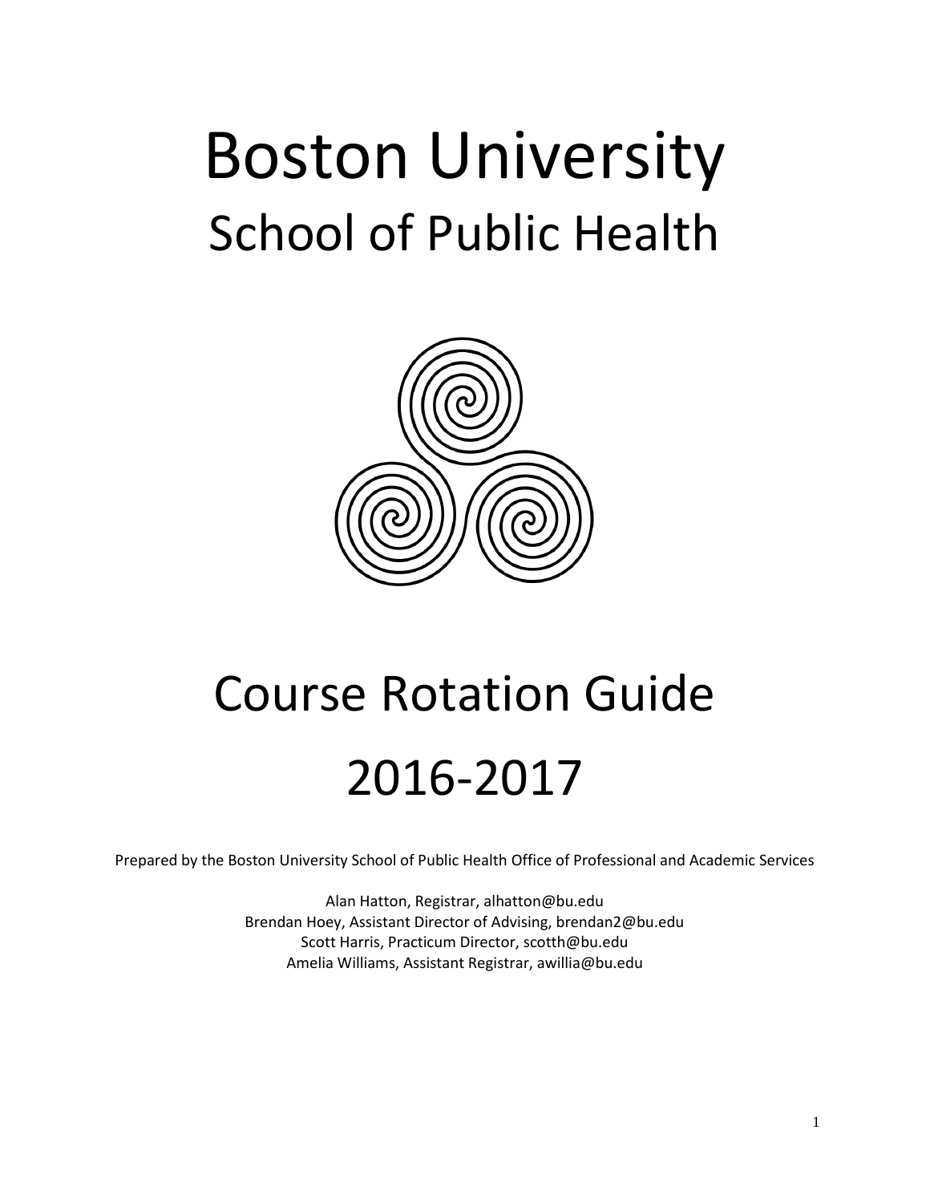# Boston University

## School of Public Health

# Course Rotation Guide

# 2016-2017

Prepared by the Boston University School of Public Health Office of Professional and Academic Services

Alan Hatton, Registrar, alhatton@bu.edu
Brendan Hoey, Assistant Director of Advising, brendan2@bu.edu
Scott Harris, Practicum Director, scotth@bu.edu
Amelia Williams, Assistant Registrar, awillia@bu.edu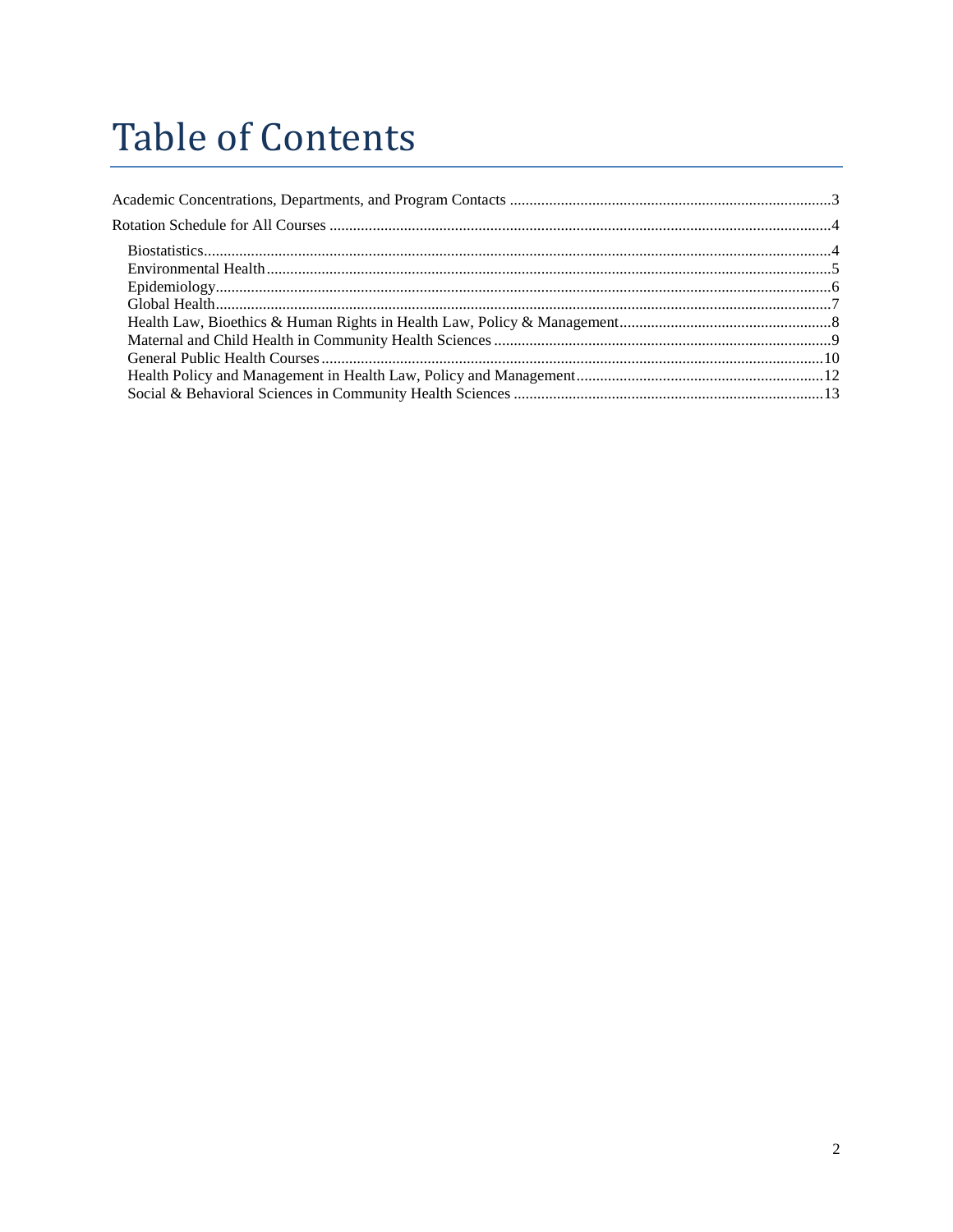# Table of Contents

Academic Concentrations, Departments, and Program Contacts ..........3

Rotation Schedule for All Courses ..........4

- Biostatistics..........4
- Environmental Health..........5
- Epidemiology..........6
- Global Health..........7
- Health Law, Bioethics & Human Rights in Health Law, Policy & Management..........8
- Maternal and Child Health in Community Health Sciences..........9
- General Public Health Courses..........10
- Health Policy and Management in Health Law, Policy and Management..........12
- Social & Behavioral Sciences in Community Health Sciences..........13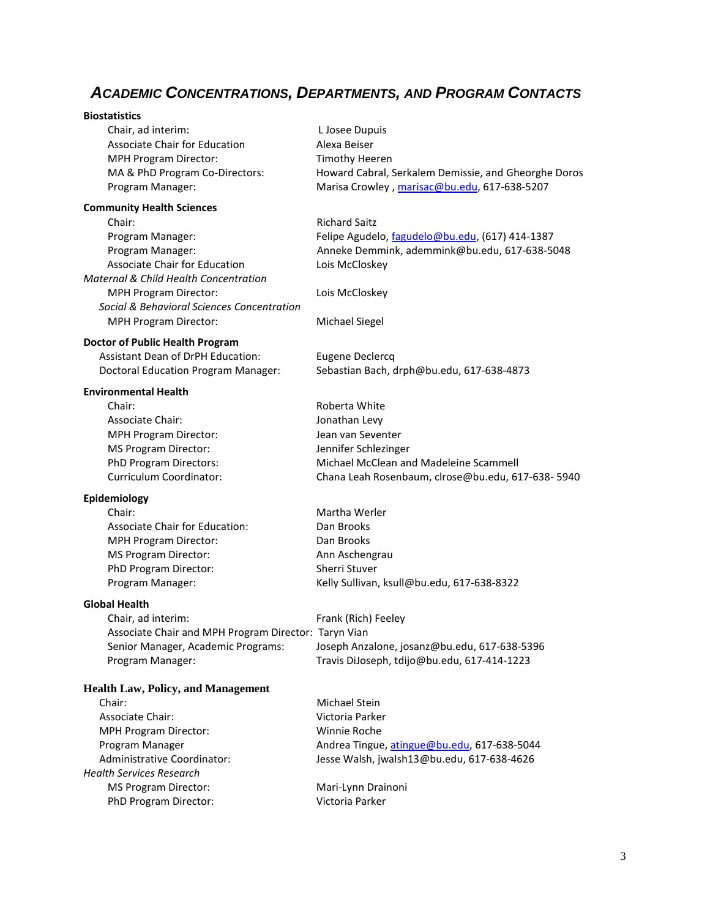# *ACADEMIC CONCENTRATIONS, DEPARTMENTS, AND PROGRAM CONTACTS*

**Biostatistics**

| | |
|---|---|
| Chair, ad interim: | L Josee Dupuis |
| Associate Chair for Education | Alexa Beiser |
| MPH Program Director: | Timothy Heeren |
| MA & PhD Program Co-Directors: | Howard Cabral, Serkalem Demissie, and Gheorghe Doros |
| Program Manager: | Marisa Crowley , marisac@bu.edu, 617-638-5207 |

**Community Health Sciences**

| | |
|---|---|
| Chair: | Richard Saitz |
| Program Manager: | Felipe Agudelo, fagudelo@bu.edu, (617) 414-1387 |
| Program Manager: | Anneke Demmink, ademmink@bu.edu, 617-638-5048 |
| Associate Chair for Education | Lois McCloskey |
| *Maternal & Child Health Concentration* | |
| MPH Program Director: | Lois McCloskey |
| *Social & Behavioral Sciences Concentration* | |
| MPH Program Director: | Michael Siegel |

**Doctor of Public Health Program**

| | |
|---|---|
| Assistant Dean of DrPH Education: | Eugene Declercq |
| Doctoral Education Program Manager: | Sebastian Bach, drph@bu.edu, 617-638-4873 |

**Environmental Health**

| | |
|---|---|
| Chair: | Roberta White |
| Associate Chair: | Jonathan Levy |
| MPH Program Director: | Jean van Seventer |
| MS Program Director: | Jennifer Schlezinger |
| PhD Program Directors: | Michael McClean and Madeleine Scammell |
| Curriculum Coordinator: | Chana Leah Rosenbaum, clrose@bu.edu, 617-638- 5940 |

**Epidemiology**

| | |
|---|---|
| Chair: | Martha Werler |
| Associate Chair for Education: | Dan Brooks |
| MPH Program Director: | Dan Brooks |
| MS Program Director: | Ann Aschengrau |
| PhD Program Director: | Sherri Stuver |
| Program Manager: | Kelly Sullivan, ksull@bu.edu, 617-638-8322 |

**Global Health**

| | |
|---|---|
| Chair, ad interim: | Frank (Rich) Feeley |
| Associate Chair and MPH Program Director: | Taryn Vian |
| Senior Manager, Academic Programs: | Joseph Anzalone, josanz@bu.edu, 617-638-5396 |
| Program Manager: | Travis DiJoseph, tdijo@bu.edu, 617-414-1223 |

**Health Law, Policy, and Management**

| | |
|---|---|
| Chair: | Michael Stein |
| Associate Chair: | Victoria Parker |
| MPH Program Director: | Winnie Roche |
| Program Manager | Andrea Tingue, atingue@bu.edu, 617-638-5044 |
| Administrative Coordinator: | Jesse Walsh, jwalsh13@bu.edu, 617-638-4626 |
| *Health Services Research* | |
| MS Program Director: | Mari-Lynn Drainoni |
| PhD Program Director: | Victoria Parker |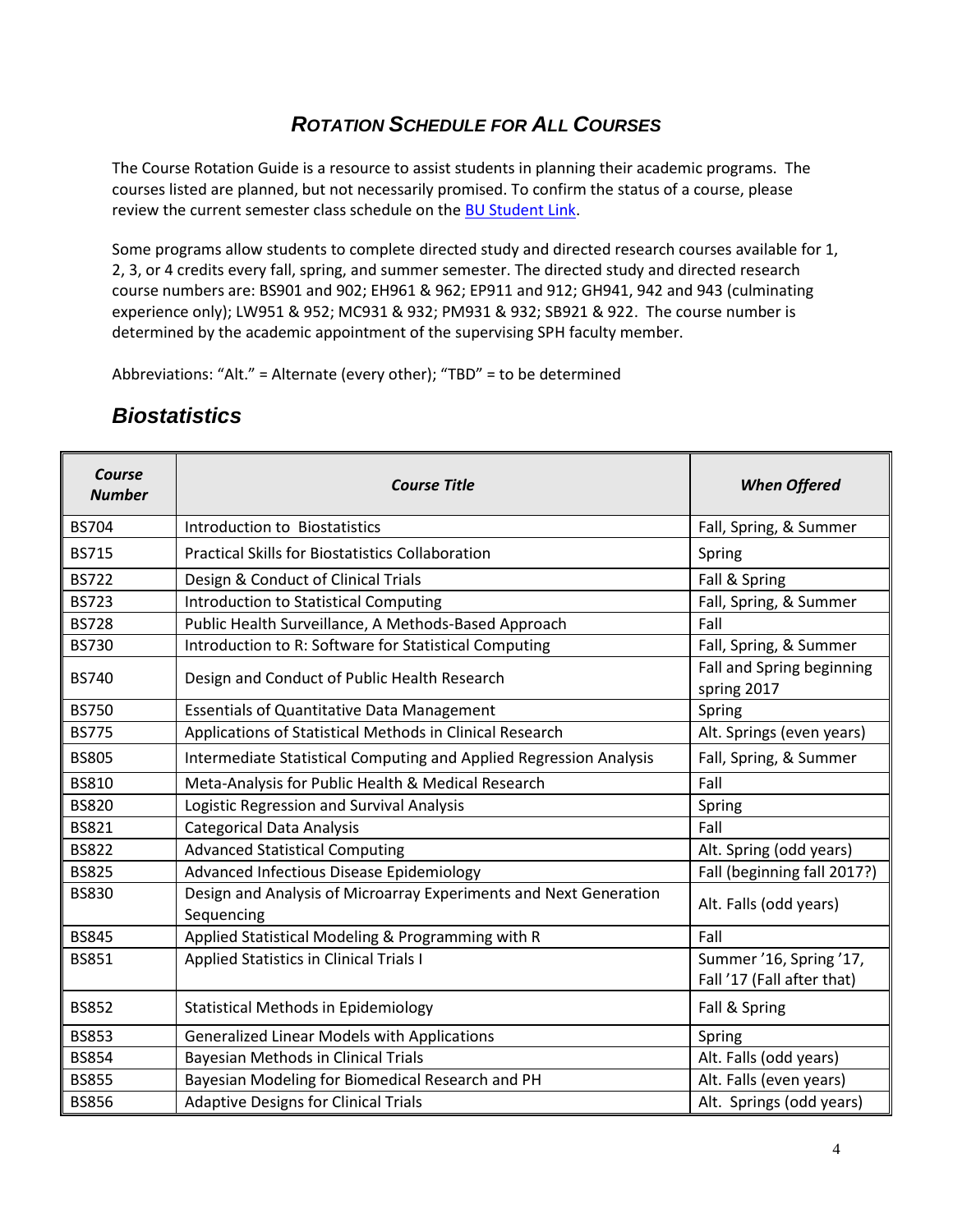## *ROTATION SCHEDULE FOR ALL COURSES*

The Course Rotation Guide is a resource to assist students in planning their academic programs. The courses listed are planned, but not necessarily promised. To confirm the status of a course, please review the current semester class schedule on the BU Student Link.

Some programs allow students to complete directed study and directed research courses available for 1, 2, 3, or 4 credits every fall, spring, and summer semester. The directed study and directed research course numbers are: BS901 and 902; EH961 & 962; EP911 and 912; GH941, 942 and 943 (culminating experience only); LW951 & 952; MC931 & 932; PM931 & 932; SB921 & 922. The course number is determined by the academic appointment of the supervising SPH faculty member.

Abbreviations: "Alt." = Alternate (every other); "TBD" = to be determined

# *Biostatistics*

| *Course Number* | *Course Title* | *When Offered* |
|---|---|---|
| BS704 | Introduction to Biostatistics | Fall, Spring, & Summer |
| BS715 | Practical Skills for Biostatistics Collaboration | Spring |
| BS722 | Design & Conduct of Clinical Trials | Fall & Spring |
| BS723 | Introduction to Statistical Computing | Fall, Spring, & Summer |
| BS728 | Public Health Surveillance, A Methods-Based Approach | Fall |
| BS730 | Introduction to R: Software for Statistical Computing | Fall, Spring, & Summer |
| BS740 | Design and Conduct of Public Health Research | Fall and Spring beginning spring 2017 |
| BS750 | Essentials of Quantitative Data Management | Spring |
| BS775 | Applications of Statistical Methods in Clinical Research | Alt. Springs (even years) |
| BS805 | Intermediate Statistical Computing and Applied Regression Analysis | Fall, Spring, & Summer |
| BS810 | Meta-Analysis for Public Health & Medical Research | Fall |
| BS820 | Logistic Regression and Survival Analysis | Spring |
| BS821 | Categorical Data Analysis | Fall |
| BS822 | Advanced Statistical Computing | Alt. Spring (odd years) |
| BS825 | Advanced Infectious Disease Epidemiology | Fall (beginning fall 2017?) |
| BS830 | Design and Analysis of Microarray Experiments and Next Generation Sequencing | Alt. Falls (odd years) |
| BS845 | Applied Statistical Modeling & Programming with R | Fall |
| BS851 | Applied Statistics in Clinical Trials I | Summer '16, Spring '17, Fall '17 (Fall after that) |
| BS852 | Statistical Methods in Epidemiology | Fall & Spring |
| BS853 | Generalized Linear Models with Applications | Spring |
| BS854 | Bayesian Methods in Clinical Trials | Alt. Falls (odd years) |
| BS855 | Bayesian Modeling for Biomedical Research and PH | Alt. Falls (even years) |
| BS856 | Adaptive Designs for Clinical Trials | Alt. Springs (odd years) |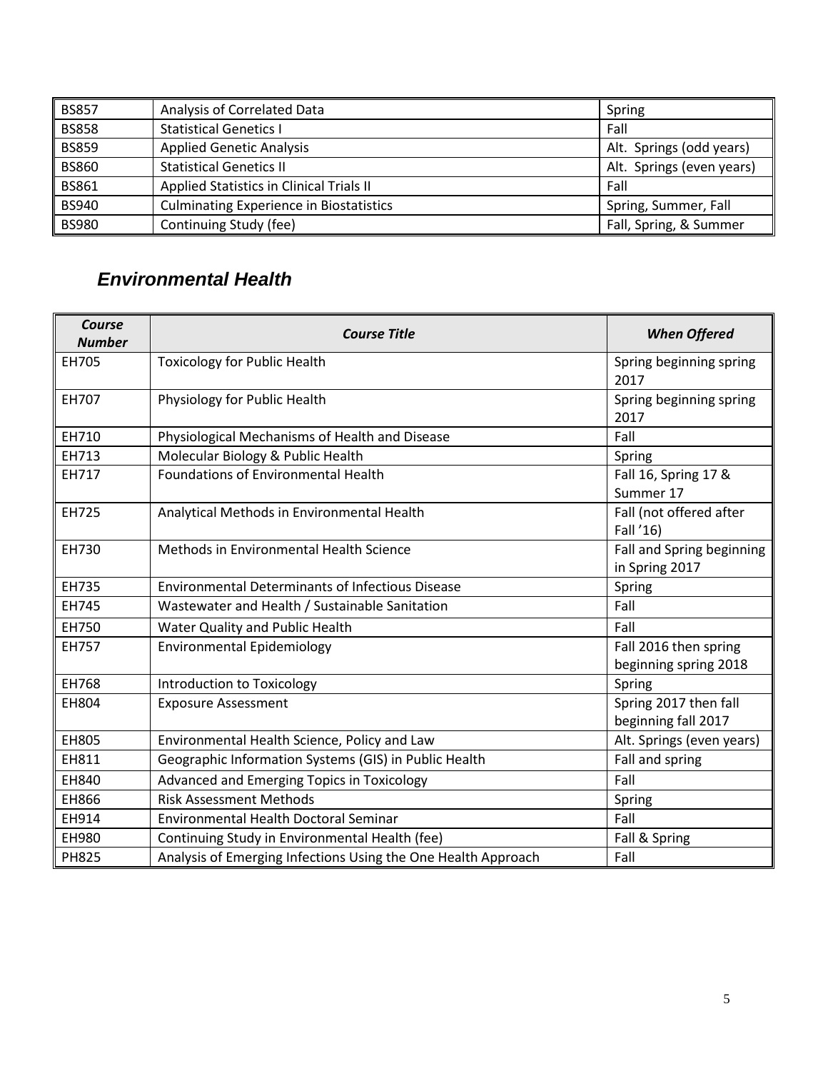| | | |
|---|---|---|
| BS857 | Analysis of Correlated Data | Spring |
| BS858 | Statistical Genetics I | Fall |
| BS859 | Applied Genetic Analysis | Alt. Springs (odd years) |
| BS860 | Statistical Genetics II | Alt. Springs (even years) |
| BS861 | Applied Statistics in Clinical Trials II | Fall |
| BS940 | Culminating Experience in Biostatistics | Spring, Summer, Fall |
| BS980 | Continuing Study (fee) | Fall, Spring, & Summer |

## *Environmental Health*

| *Course Number* | *Course Title* | *When Offered* |
|---|---|---|
| EH705 | Toxicology for Public Health | Spring beginning spring 2017 |
| EH707 | Physiology for Public Health | Spring beginning spring 2017 |
| EH710 | Physiological Mechanisms of Health and Disease | Fall |
| EH713 | Molecular Biology & Public Health | Spring |
| EH717 | Foundations of Environmental Health | Fall 16, Spring 17 & Summer 17 |
| EH725 | Analytical Methods in Environmental Health | Fall (not offered after Fall '16) |
| EH730 | Methods in Environmental Health Science | Fall and Spring beginning in Spring 2017 |
| EH735 | Environmental Determinants of Infectious Disease | Spring |
| EH745 | Wastewater and Health / Sustainable Sanitation | Fall |
| EH750 | Water Quality and Public Health | Fall |
| EH757 | Environmental Epidemiology | Fall 2016 then spring beginning spring 2018 |
| EH768 | Introduction to Toxicology | Spring |
| EH804 | Exposure Assessment | Spring 2017 then fall beginning fall 2017 |
| EH805 | Environmental Health Science, Policy and Law | Alt. Springs (even years) |
| EH811 | Geographic Information Systems (GIS) in Public Health | Fall and spring |
| EH840 | Advanced and Emerging Topics in Toxicology | Fall |
| EH866 | Risk Assessment Methods | Spring |
| EH914 | Environmental Health Doctoral Seminar | Fall |
| EH980 | Continuing Study in Environmental Health (fee) | Fall & Spring |
| PH825 | Analysis of Emerging Infections Using the One Health Approach | Fall |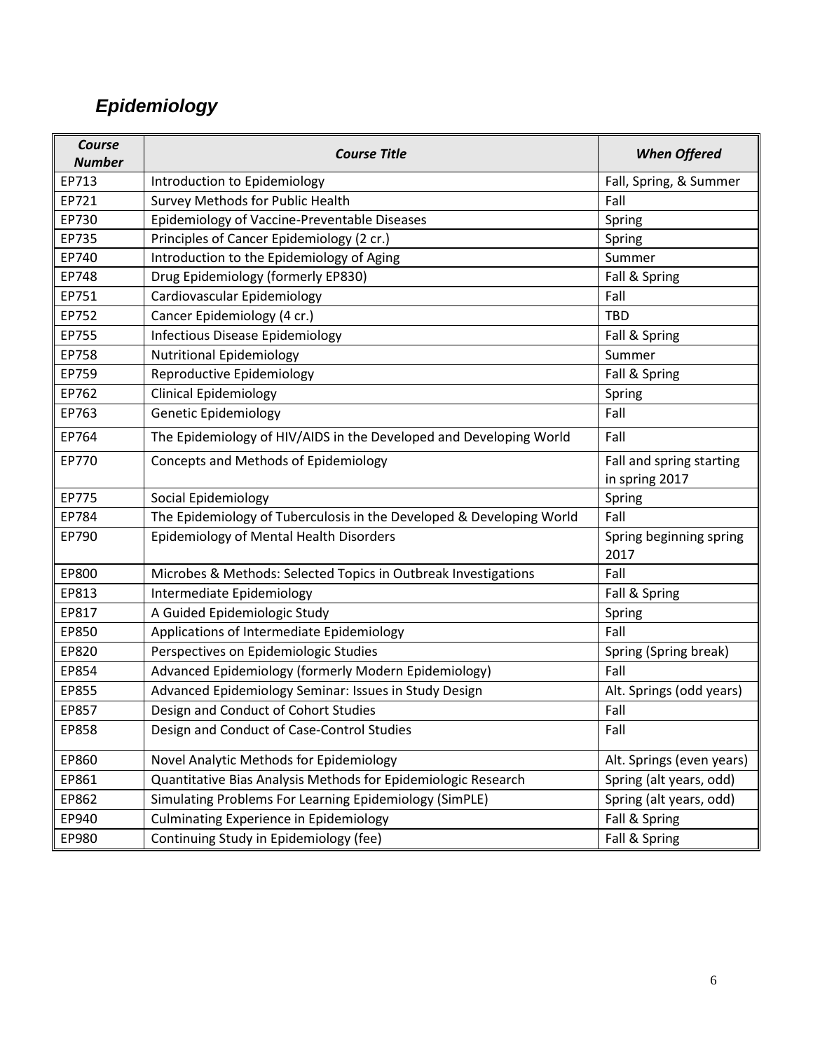## *Epidemiology*

| ***Course Number*** | ***Course Title*** | ***When Offered*** |
|---|---|---|
| EP713 | Introduction to Epidemiology | Fall, Spring, & Summer |
| EP721 | Survey Methods for Public Health | Fall |
| EP730 | Epidemiology of Vaccine-Preventable Diseases | Spring |
| EP735 | Principles of Cancer Epidemiology (2 cr.) | Spring |
| EP740 | Introduction to the Epidemiology of Aging | Summer |
| EP748 | Drug Epidemiology (formerly EP830) | Fall & Spring |
| EP751 | Cardiovascular Epidemiology | Fall |
| EP752 | Cancer Epidemiology (4 cr.) | TBD |
| EP755 | Infectious Disease Epidemiology | Fall & Spring |
| EP758 | Nutritional Epidemiology | Summer |
| EP759 | Reproductive Epidemiology | Fall & Spring |
| EP762 | Clinical Epidemiology | Spring |
| EP763 | Genetic Epidemiology | Fall |
| EP764 | The Epidemiology of HIV/AIDS in the Developed and Developing World | Fall |
| EP770 | Concepts and Methods of Epidemiology | Fall and spring starting in spring 2017 |
| EP775 | Social Epidemiology | Spring |
| EP784 | The Epidemiology of Tuberculosis in the Developed & Developing World | Fall |
| EP790 | Epidemiology of Mental Health Disorders | Spring beginning spring 2017 |
| EP800 | Microbes & Methods: Selected Topics in Outbreak Investigations | Fall |
| EP813 | Intermediate Epidemiology | Fall & Spring |
| EP817 | A Guided Epidemiologic Study | Spring |
| EP850 | Applications of Intermediate Epidemiology | Fall |
| EP820 | Perspectives on Epidemiologic Studies | Spring (Spring break) |
| EP854 | Advanced Epidemiology (formerly Modern Epidemiology) | Fall |
| EP855 | Advanced Epidemiology Seminar: Issues in Study Design | Alt. Springs (odd years) |
| EP857 | Design and Conduct of Cohort Studies | Fall |
| EP858 | Design and Conduct of Case-Control Studies | Fall |
| EP860 | Novel Analytic Methods for Epidemiology | Alt. Springs (even years) |
| EP861 | Quantitative Bias Analysis Methods for Epidemiologic Research | Spring (alt years, odd) |
| EP862 | Simulating Problems For Learning Epidemiology (SimPLE) | Spring (alt years, odd) |
| EP940 | Culminating Experience in Epidemiology | Fall & Spring |
| EP980 | Continuing Study in Epidemiology (fee) | Fall & Spring |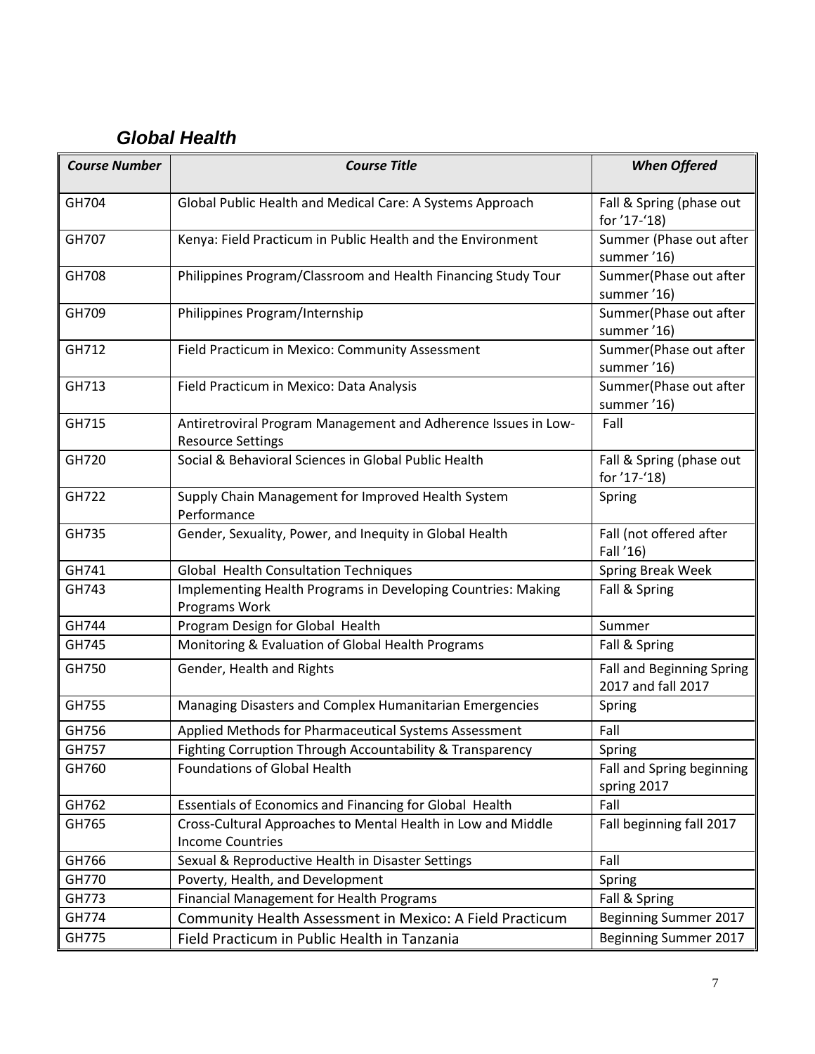## Global Health

| Course Number | Course Title | When Offered |
|---|---|---|
| GH704 | Global Public Health and Medical Care: A Systems Approach | Fall & Spring (phase out for '17-'18) |
| GH707 | Kenya: Field Practicum in Public Health and the Environment | Summer (Phase out after summer '16) |
| GH708 | Philippines Program/Classroom and Health Financing Study Tour | Summer(Phase out after summer '16) |
| GH709 | Philippines Program/Internship | Summer(Phase out after summer '16) |
| GH712 | Field Practicum in Mexico: Community Assessment | Summer(Phase out after summer '16) |
| GH713 | Field Practicum in Mexico: Data Analysis | Summer(Phase out after summer '16) |
| GH715 | Antiretroviral Program Management and Adherence Issues in Low-Resource Settings | Fall |
| GH720 | Social & Behavioral Sciences in Global Public Health | Fall & Spring (phase out for '17-'18) |
| GH722 | Supply Chain Management for Improved Health System Performance | Spring |
| GH735 | Gender, Sexuality, Power, and Inequity in Global Health | Fall (not offered after Fall '16) |
| GH741 | Global Health Consultation Techniques | Spring Break Week |
| GH743 | Implementing Health Programs in Developing Countries: Making Programs Work | Fall & Spring |
| GH744 | Program Design for Global Health | Summer |
| GH745 | Monitoring & Evaluation of Global Health Programs | Fall & Spring |
| GH750 | Gender, Health and Rights | Fall and Beginning Spring 2017 and fall 2017 |
| GH755 | Managing Disasters and Complex Humanitarian Emergencies | Spring |
| GH756 | Applied Methods for Pharmaceutical Systems Assessment | Fall |
| GH757 | Fighting Corruption Through Accountability & Transparency | Spring |
| GH760 | Foundations of Global Health | Fall and Spring beginning spring 2017 |
| GH762 | Essentials of Economics and Financing for Global Health | Fall |
| GH765 | Cross-Cultural Approaches to Mental Health in Low and Middle Income Countries | Fall beginning fall 2017 |
| GH766 | Sexual & Reproductive Health in Disaster Settings | Fall |
| GH770 | Poverty, Health, and Development | Spring |
| GH773 | Financial Management for Health Programs | Fall & Spring |
| GH774 | Community Health Assessment in Mexico: A Field Practicum | Beginning Summer 2017 |
| GH775 | Field Practicum in Public Health in Tanzania | Beginning Summer 2017 |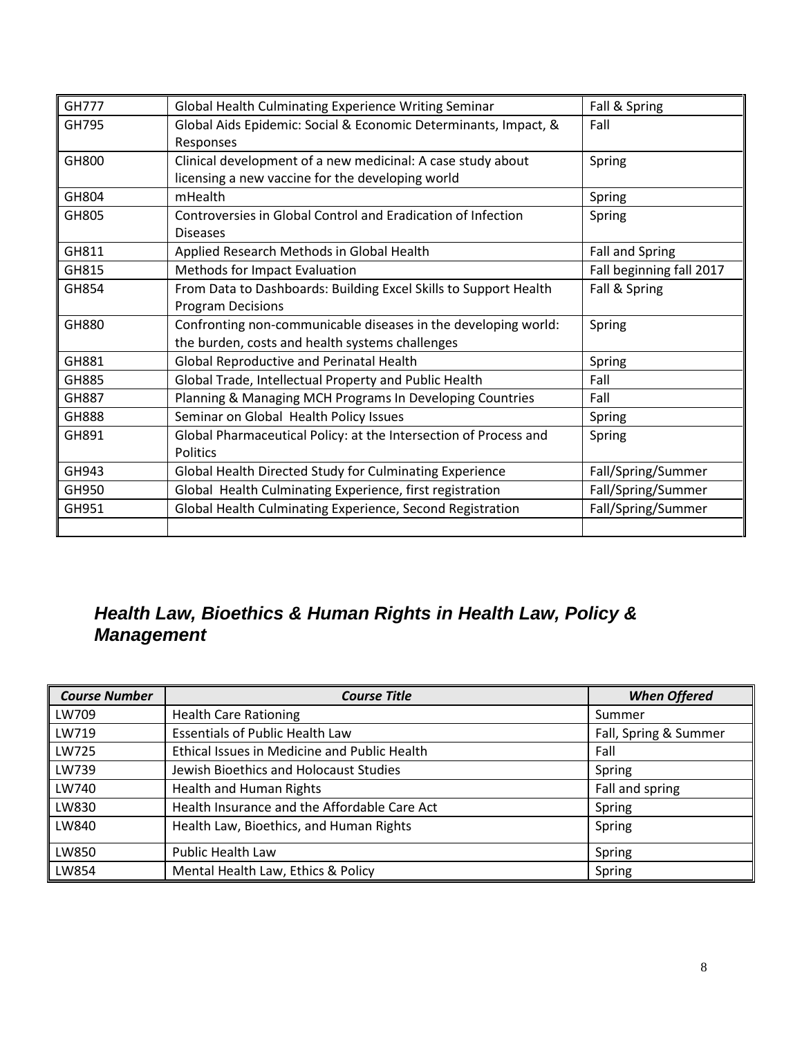| | | |
|---|---|---|
| GH777 | Global Health Culminating Experience Writing Seminar | Fall & Spring |
| GH795 | Global Aids Epidemic: Social & Economic Determinants, Impact, & Responses | Fall |
| GH800 | Clinical development of a new medicinal: A case study about licensing a new vaccine for the developing world | Spring |
| GH804 | mHealth | Spring |
| GH805 | Controversies in Global Control and Eradication of Infection Diseases | Spring |
| GH811 | Applied Research Methods in Global Health | Fall and Spring |
| GH815 | Methods for Impact Evaluation | Fall beginning fall 2017 |
| GH854 | From Data to Dashboards: Building Excel Skills to Support Health Program Decisions | Fall & Spring |
| GH880 | Confronting non-communicable diseases in the developing world: the burden, costs and health systems challenges | Spring |
| GH881 | Global Reproductive and Perinatal Health | Spring |
| GH885 | Global Trade, Intellectual Property and Public Health | Fall |
| GH887 | Planning & Managing MCH Programs In Developing Countries | Fall |
| GH888 | Seminar on Global Health Policy Issues | Spring |
| GH891 | Global Pharmaceutical Policy: at the Intersection of Process and Politics | Spring |
| GH943 | Global Health Directed Study for Culminating Experience | Fall/Spring/Summer |
| GH950 | Global Health Culminating Experience, first registration | Fall/Spring/Summer |
| GH951 | Global Health Culminating Experience, Second Registration | Fall/Spring/Summer |
| | | |

## *Health Law, Bioethics & Human Rights in Health Law, Policy & Management*

| *Course Number* | *Course Title* | *When Offered* |
|---|---|---|
| LW709 | Health Care Rationing | Summer |
| LW719 | Essentials of Public Health Law | Fall, Spring & Summer |
| LW725 | Ethical Issues in Medicine and Public Health | Fall |
| LW739 | Jewish Bioethics and Holocaust Studies | Spring |
| LW740 | Health and Human Rights | Fall and spring |
| LW830 | Health Insurance and the Affordable Care Act | Spring |
| LW840 | Health Law, Bioethics, and Human Rights | Spring |
| LW850 | Public Health Law | Spring |
| LW854 | Mental Health Law, Ethics & Policy | Spring |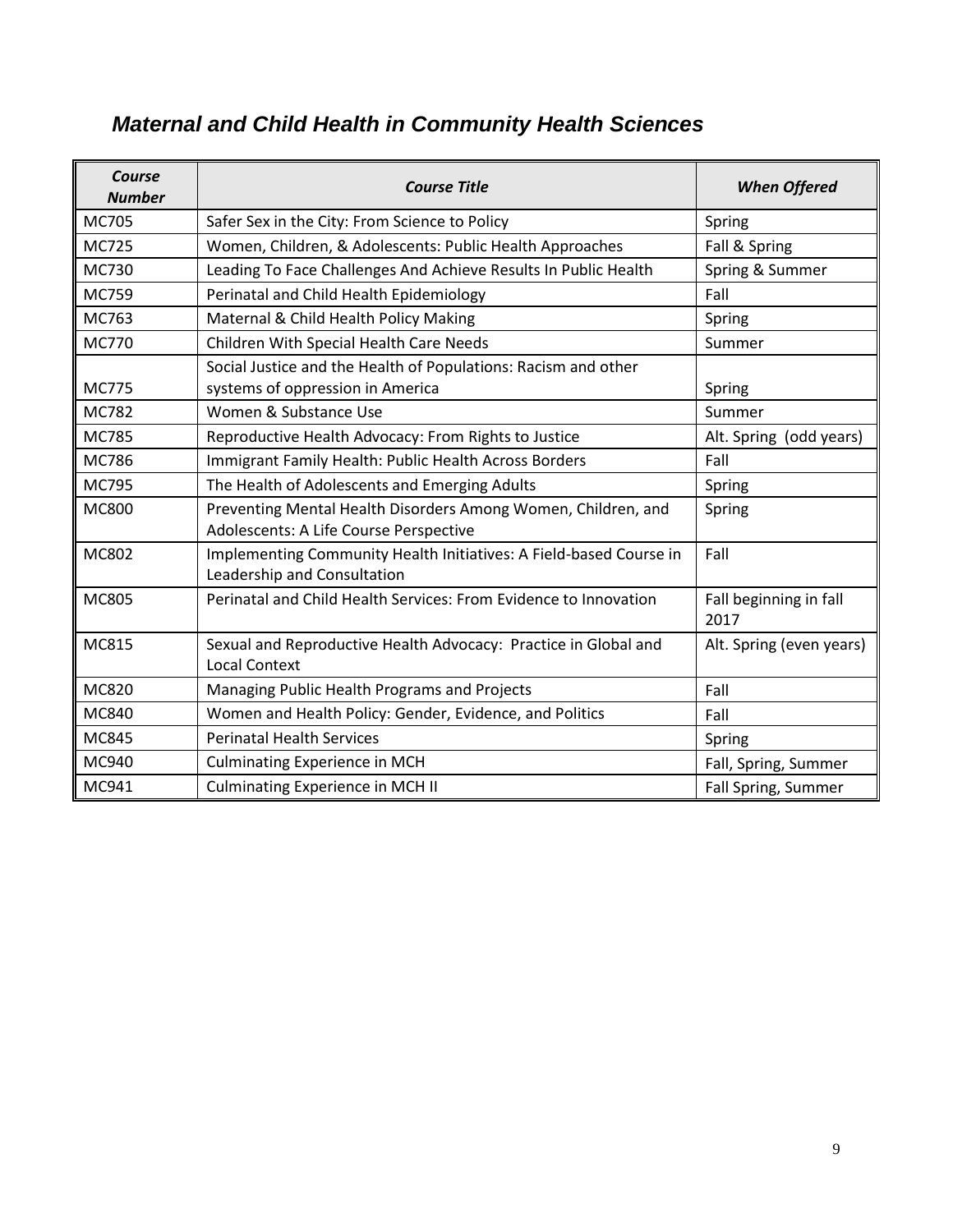## *Maternal and Child Health in Community Health Sciences*

| *Course Number* | *Course Title* | *When Offered* |
|---|---|---|
| MC705 | Safer Sex in the City: From Science to Policy | Spring |
| MC725 | Women, Children, & Adolescents: Public Health Approaches | Fall & Spring |
| MC730 | Leading To Face Challenges And Achieve Results In Public Health | Spring & Summer |
| MC759 | Perinatal and Child Health Epidemiology | Fall |
| MC763 | Maternal & Child Health Policy Making | Spring |
| MC770 | Children With Special Health Care Needs | Summer |
| MC775 | Social Justice and the Health of Populations: Racism and other systems of oppression in America | Spring |
| MC782 | Women & Substance Use | Summer |
| MC785 | Reproductive Health Advocacy: From Rights to Justice | Alt. Spring (odd years) |
| MC786 | Immigrant Family Health: Public Health Across Borders | Fall |
| MC795 | The Health of Adolescents and Emerging Adults | Spring |
| MC800 | Preventing Mental Health Disorders Among Women, Children, and Adolescents: A Life Course Perspective | Spring |
| MC802 | Implementing Community Health Initiatives: A Field-based Course in Leadership and Consultation | Fall |
| MC805 | Perinatal and Child Health Services: From Evidence to Innovation | Fall beginning in fall 2017 |
| MC815 | Sexual and Reproductive Health Advocacy: Practice in Global and Local Context | Alt. Spring (even years) |
| MC820 | Managing Public Health Programs and Projects | Fall |
| MC840 | Women and Health Policy: Gender, Evidence, and Politics | Fall |
| MC845 | Perinatal Health Services | Spring |
| MC940 | Culminating Experience in MCH | Fall, Spring, Summer |
| MC941 | Culminating Experience in MCH II | Fall Spring, Summer |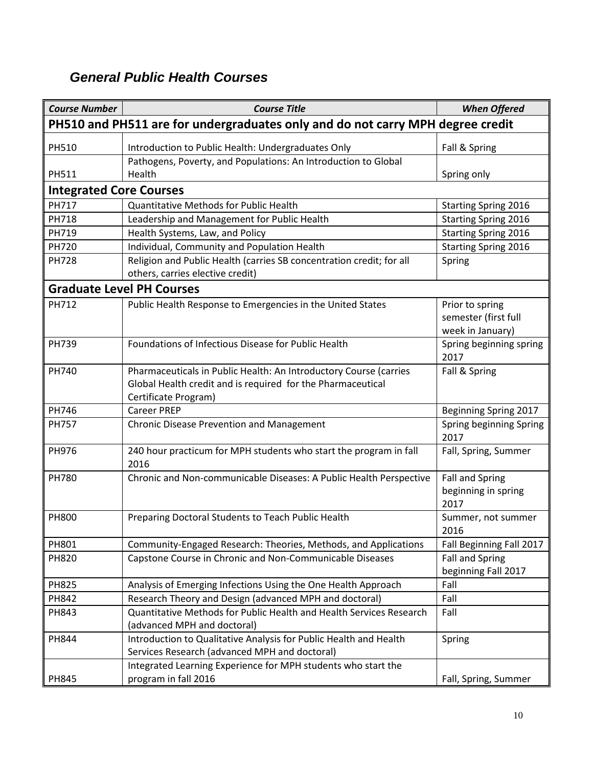## *General Public Health Courses*

| *Course Number* | *Course Title* | *When Offered* |
|---|---|---|
| **PH510 and PH511 are for undergraduates only and do not carry MPH degree credit** | | |
| PH510 | Introduction to Public Health: Undergraduates Only | Fall & Spring |
| PH511 | Pathogens, Poverty, and Populations: An Introduction to Global Health | Spring only |
| **Integrated Core Courses** | | |
| PH717 | Quantitative Methods for Public Health | Starting Spring 2016 |
| PH718 | Leadership and Management for Public Health | Starting Spring 2016 |
| PH719 | Health Systems, Law, and Policy | Starting Spring 2016 |
| PH720 | Individual, Community and Population Health | Starting Spring 2016 |
| PH728 | Religion and Public Health (carries SB concentration credit; for all others, carries elective credit) | Spring |
| **Graduate Level PH Courses** | | |
| PH712 | Public Health Response to Emergencies in the United States | Prior to spring semester (first full week in January) |
| PH739 | Foundations of Infectious Disease for Public Health | Spring beginning spring 2017 |
| PH740 | Pharmaceuticals in Public Health: An Introductory Course (carries Global Health credit and is required for the Pharmaceutical Certificate Program) | Fall & Spring |
| PH746 | Career PREP | Beginning Spring 2017 |
| PH757 | Chronic Disease Prevention and Management | Spring beginning Spring 2017 |
| PH976 | 240 hour practicum for MPH students who start the program in fall 2016 | Fall, Spring, Summer |
| PH780 | Chronic and Non-communicable Diseases: A Public Health Perspective | Fall and Spring beginning in spring 2017 |
| PH800 | Preparing Doctoral Students to Teach Public Health | Summer, not summer 2016 |
| PH801 | Community-Engaged Research: Theories, Methods, and Applications | Fall Beginning Fall 2017 |
| PH820 | Capstone Course in Chronic and Non-Communicable Diseases | Fall and Spring beginning Fall 2017 |
| PH825 | Analysis of Emerging Infections Using the One Health Approach | Fall |
| PH842 | Research Theory and Design (advanced MPH and doctoral) | Fall |
| PH843 | Quantitative Methods for Public Health and Health Services Research (advanced MPH and doctoral) | Fall |
| PH844 | Introduction to Qualitative Analysis for Public Health and Health Services Research (advanced MPH and doctoral) | Spring |
| PH845 | Integrated Learning Experience for MPH students who start the program in fall 2016 | Fall, Spring, Summer |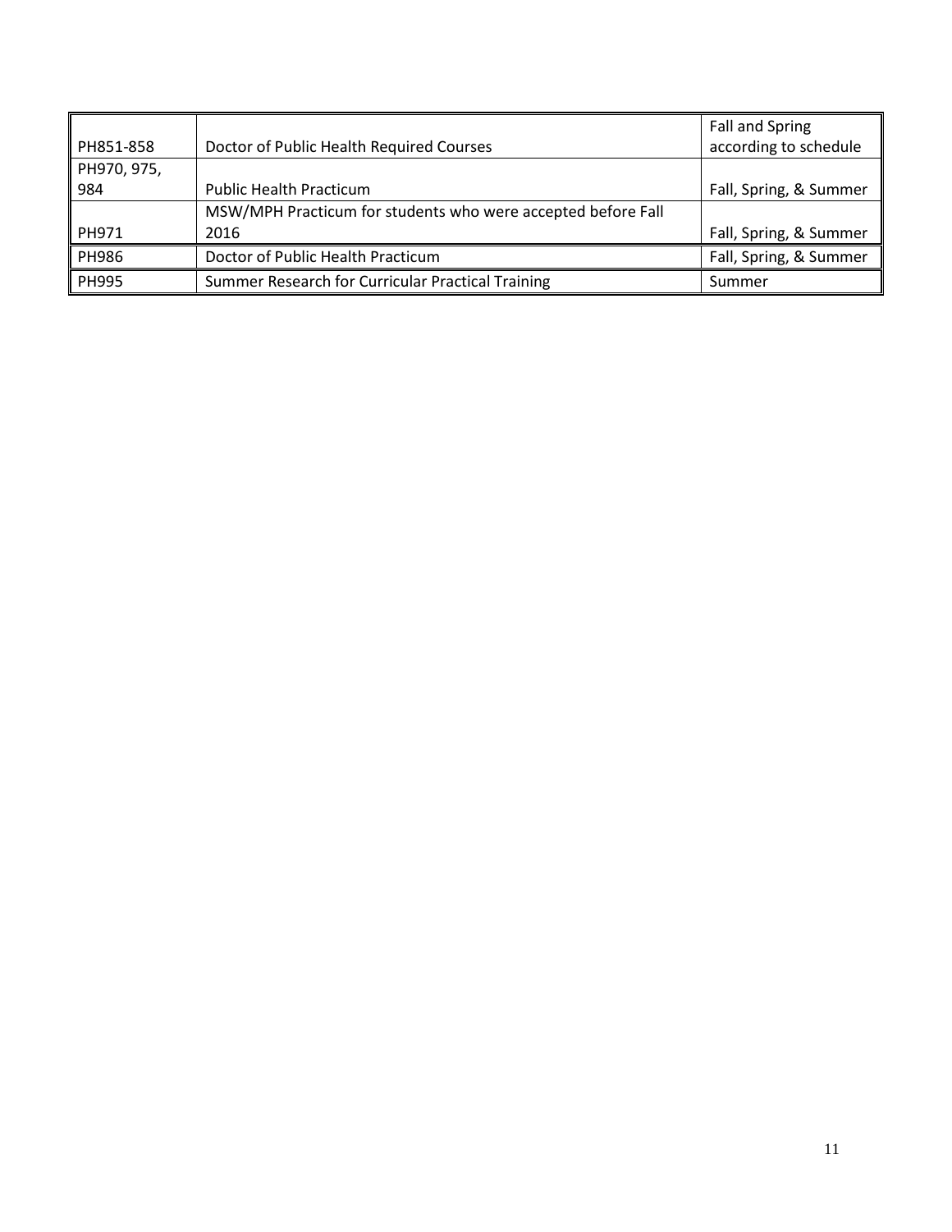| | | |
|---|---|---|
| PH851-858 | Doctor of Public Health Required Courses | Fall and Spring according to schedule |
| PH970, 975, 984 | Public Health Practicum | Fall, Spring, & Summer |
| PH971 | MSW/MPH Practicum for students who were accepted before Fall 2016 | Fall, Spring, & Summer |
| PH986 | Doctor of Public Health Practicum | Fall, Spring, & Summer |
| PH995 | Summer Research for Curricular Practical Training | Summer |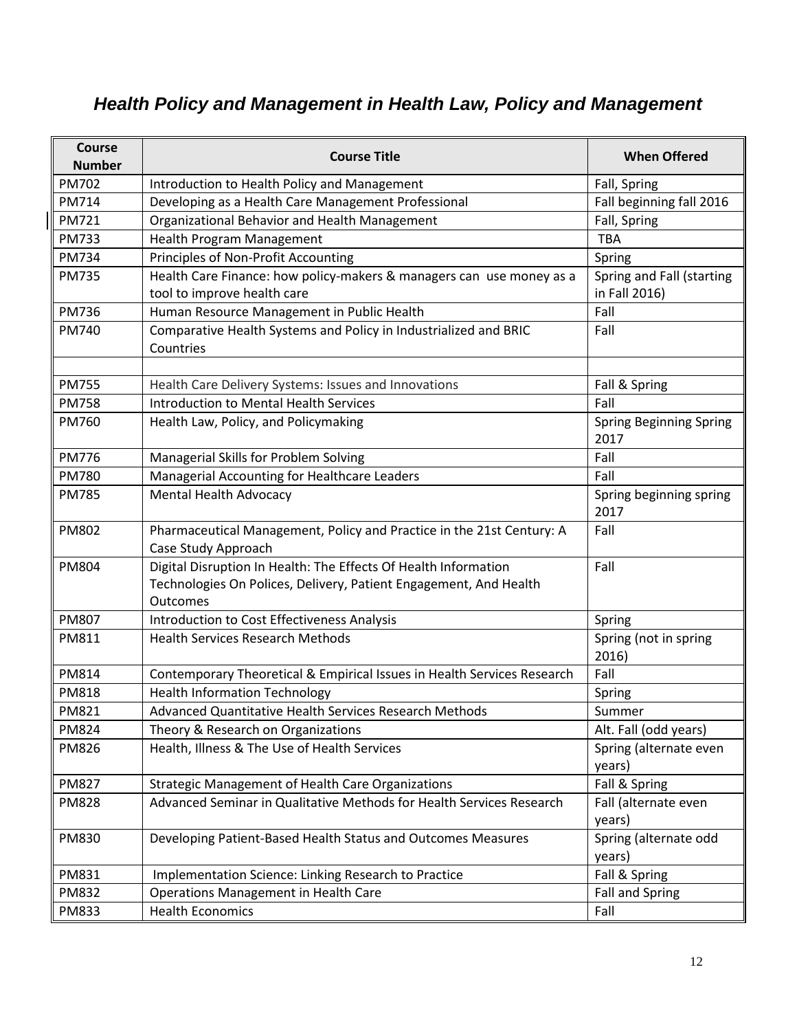## *Health Policy and Management in Health Law, Policy and Management*

| Course Number | Course Title | When Offered |
|---|---|---|
| PM702 | Introduction to Health Policy and Management | Fall, Spring |
| PM714 | Developing as a Health Care Management Professional | Fall beginning fall 2016 |
| PM721 | Organizational Behavior and Health Management | Fall, Spring |
| PM733 | Health Program Management | TBA |
| PM734 | Principles of Non-Profit Accounting | Spring |
| PM735 | Health Care Finance: how policy-makers & managers can use money as a tool to improve health care | Spring and Fall (starting in Fall 2016) |
| PM736 | Human Resource Management in Public Health | Fall |
| PM740 | Comparative Health Systems and Policy in Industrialized and BRIC Countries | Fall |
| | | |
| PM755 | Health Care Delivery Systems: Issues and Innovations | Fall & Spring |
| PM758 | Introduction to Mental Health Services | Fall |
| PM760 | Health Law, Policy, and Policymaking | Spring Beginning Spring 2017 |
| PM776 | Managerial Skills for Problem Solving | Fall |
| PM780 | Managerial Accounting for Healthcare Leaders | Fall |
| PM785 | Mental Health Advocacy | Spring beginning spring 2017 |
| PM802 | Pharmaceutical Management, Policy and Practice in the 21st Century: A Case Study Approach | Fall |
| PM804 | Digital Disruption In Health: The Effects Of Health Information Technologies On Polices, Delivery, Patient Engagement, And Health Outcomes | Fall |
| PM807 | Introduction to Cost Effectiveness Analysis | Spring |
| PM811 | Health Services Research Methods | Spring (not in spring 2016) |
| PM814 | Contemporary Theoretical & Empirical Issues in Health Services Research | Fall |
| PM818 | Health Information Technology | Spring |
| PM821 | Advanced Quantitative Health Services Research Methods | Summer |
| PM824 | Theory & Research on Organizations | Alt. Fall (odd years) |
| PM826 | Health, Illness & The Use of Health Services | Spring (alternate even years) |
| PM827 | Strategic Management of Health Care Organizations | Fall & Spring |
| PM828 | Advanced Seminar in Qualitative Methods for Health Services Research | Fall (alternate even years) |
| PM830 | Developing Patient-Based Health Status and Outcomes Measures | Spring (alternate odd years) |
| PM831 | Implementation Science: Linking Research to Practice | Fall & Spring |
| PM832 | Operations Management in Health Care | Fall and Spring |
| PM833 | Health Economics | Fall |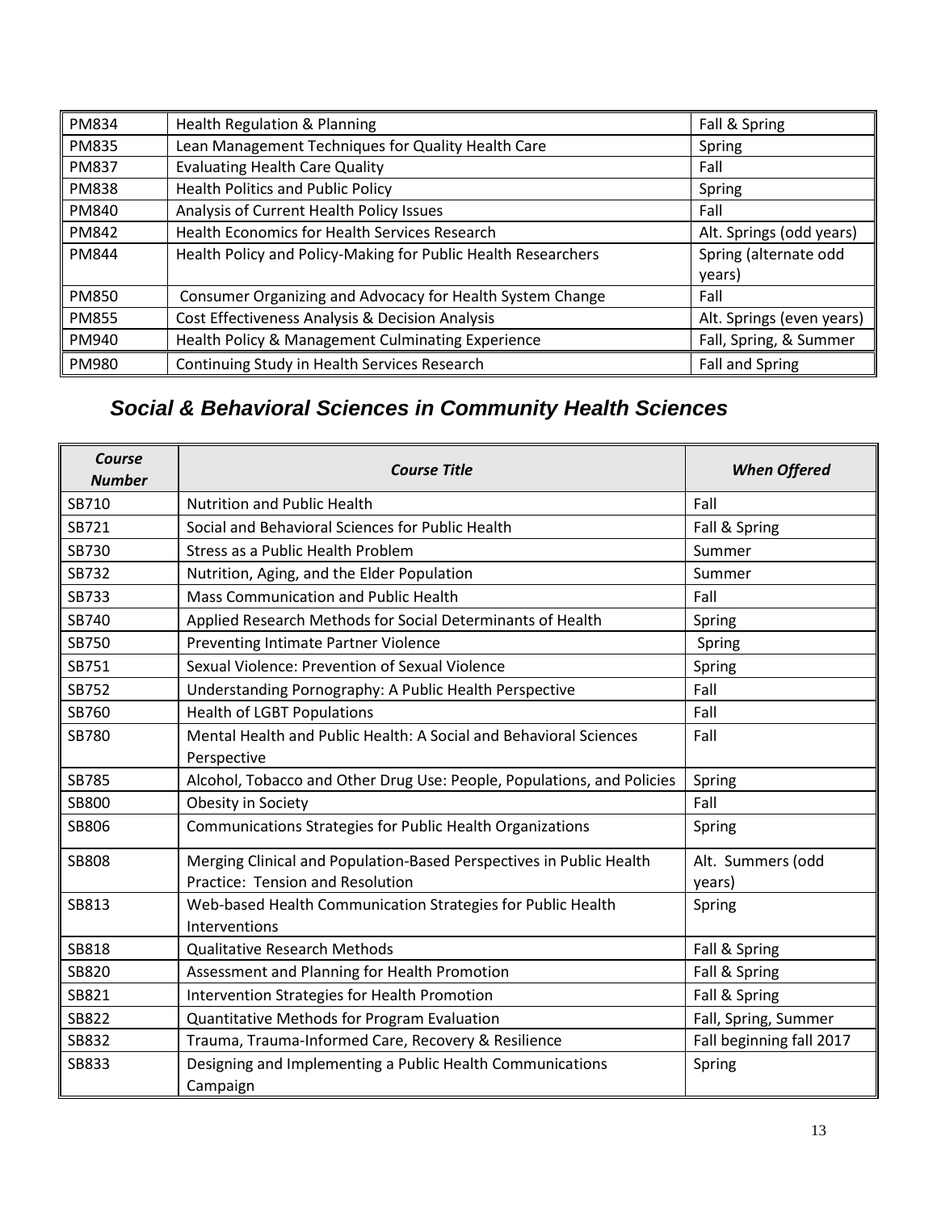| | | |
|---|---|---|
| PM834 | Health Regulation & Planning | Fall & Spring |
| PM835 | Lean Management Techniques for Quality Health Care | Spring |
| PM837 | Evaluating Health Care Quality | Fall |
| PM838 | Health Politics and Public Policy | Spring |
| PM840 | Analysis of Current Health Policy Issues | Fall |
| PM842 | Health Economics for Health Services Research | Alt. Springs (odd years) |
| PM844 | Health Policy and Policy-Making for Public Health Researchers | Spring (alternate odd years) |
| PM850 | Consumer Organizing and Advocacy for Health System Change | Fall |
| PM855 | Cost Effectiveness Analysis & Decision Analysis | Alt. Springs (even years) |
| PM940 | Health Policy & Management Culminating Experience | Fall, Spring, & Summer |
| PM980 | Continuing Study in Health Services Research | Fall and Spring |

## *Social & Behavioral Sciences in Community Health Sciences*

| *Course Number* | *Course Title* | *When Offered* |
|---|---|---|
| SB710 | Nutrition and Public Health | Fall |
| SB721 | Social and Behavioral Sciences for Public Health | Fall & Spring |
| SB730 | Stress as a Public Health Problem | Summer |
| SB732 | Nutrition, Aging, and the Elder Population | Summer |
| SB733 | Mass Communication and Public Health | Fall |
| SB740 | Applied Research Methods for Social Determinants of Health | Spring |
| SB750 | Preventing Intimate Partner Violence | Spring |
| SB751 | Sexual Violence: Prevention of Sexual Violence | Spring |
| SB752 | Understanding Pornography: A Public Health Perspective | Fall |
| SB760 | Health of LGBT Populations | Fall |
| SB780 | Mental Health and Public Health: A Social and Behavioral Sciences Perspective | Fall |
| SB785 | Alcohol, Tobacco and Other Drug Use: People, Populations, and Policies | Spring |
| SB800 | Obesity in Society | Fall |
| SB806 | Communications Strategies for Public Health Organizations | Spring |
| SB808 | Merging Clinical and Population-Based Perspectives in Public Health Practice: Tension and Resolution | Alt. Summers (odd years) |
| SB813 | Web-based Health Communication Strategies for Public Health Interventions | Spring |
| SB818 | Qualitative Research Methods | Fall & Spring |
| SB820 | Assessment and Planning for Health Promotion | Fall & Spring |
| SB821 | Intervention Strategies for Health Promotion | Fall & Spring |
| SB822 | Quantitative Methods for Program Evaluation | Fall, Spring, Summer |
| SB832 | Trauma, Trauma-Informed Care, Recovery & Resilience | Fall beginning fall 2017 |
| SB833 | Designing and Implementing a Public Health Communications Campaign | Spring |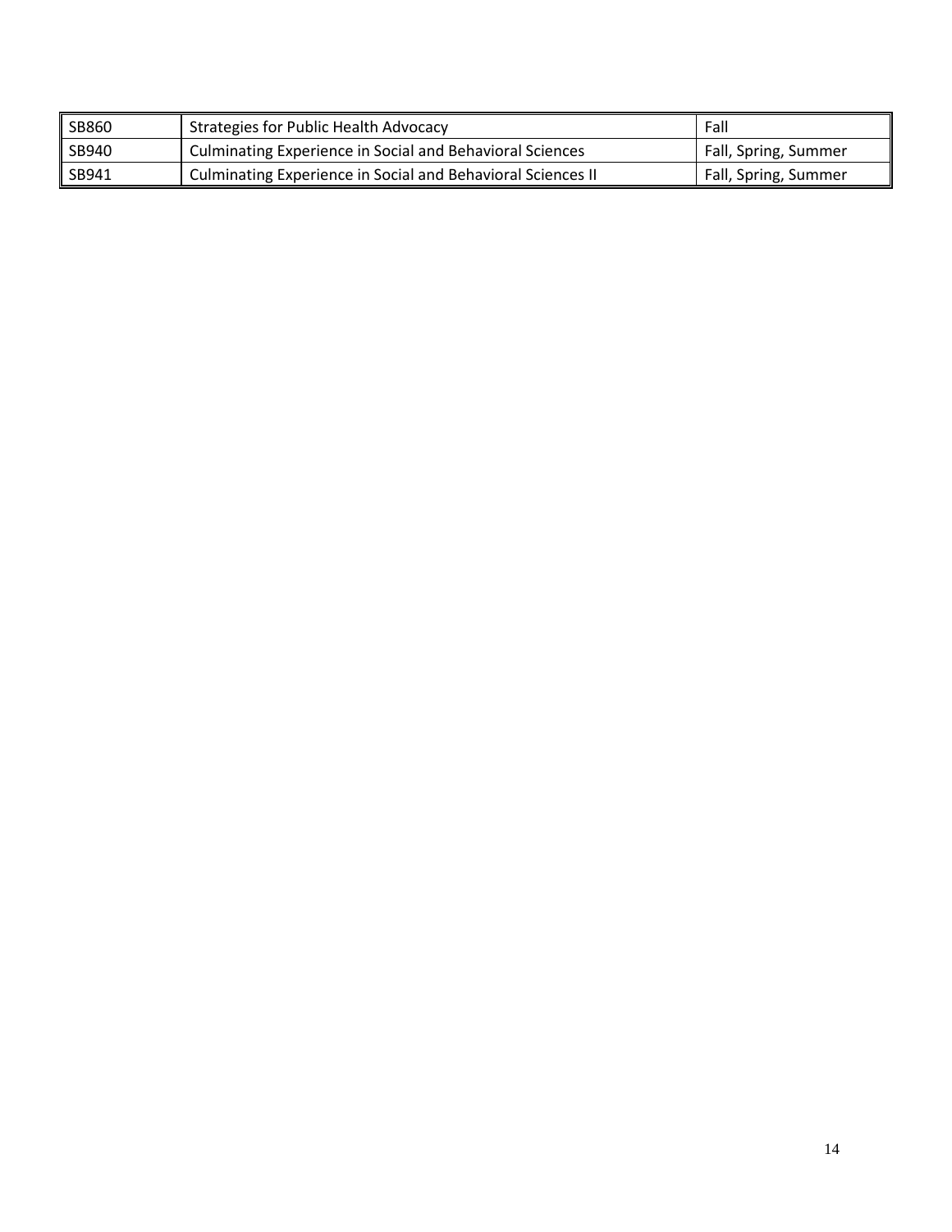| | | |
|---|---|---|
| SB860 | Strategies for Public Health Advocacy | Fall |
| SB940 | Culminating Experience in Social and Behavioral Sciences | Fall, Spring, Summer |
| SB941 | Culminating Experience in Social and Behavioral Sciences II | Fall, Spring, Summer |